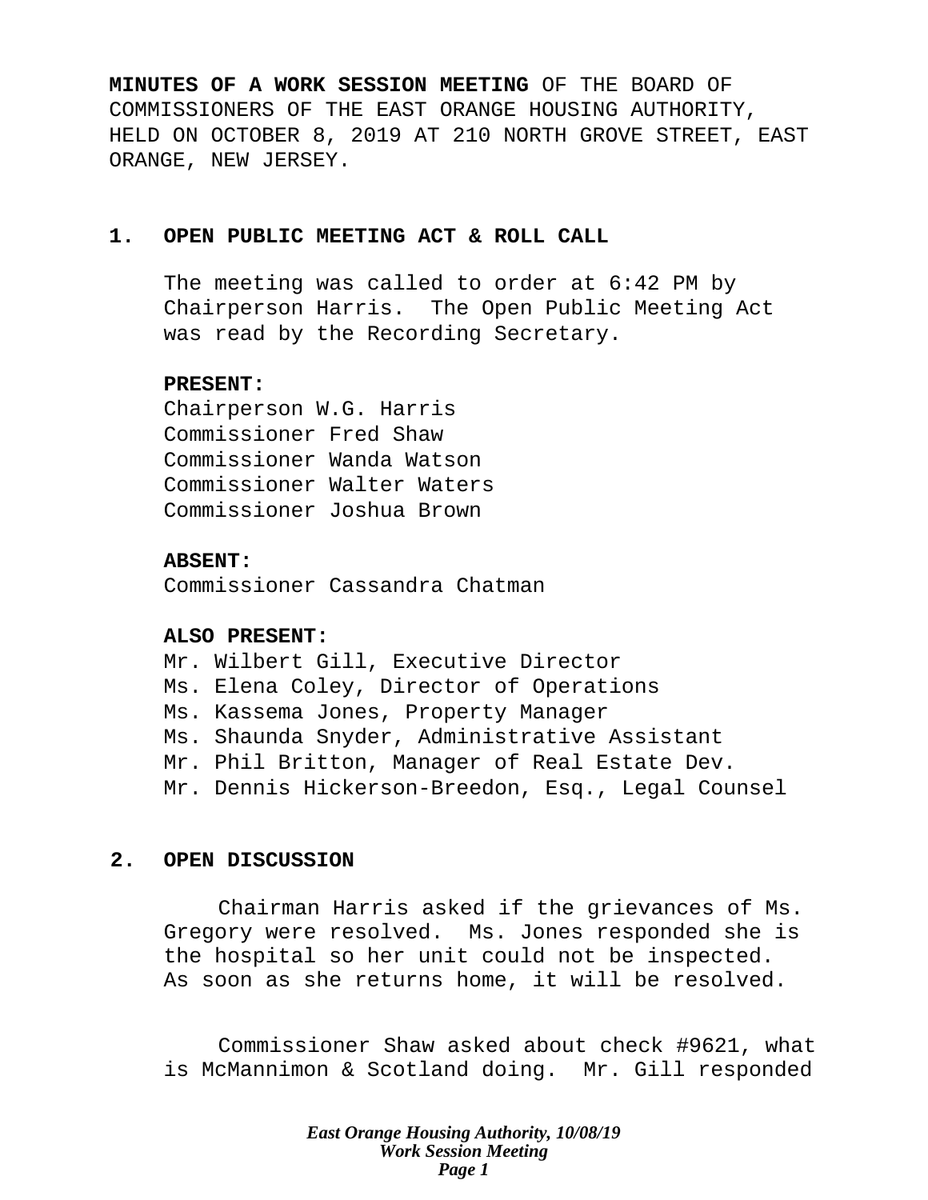**MINUTES OF A WORK SESSION MEETING** OF THE BOARD OF COMMISSIONERS OF THE EAST ORANGE HOUSING AUTHORITY, HELD ON OCTOBER 8, 2019 AT 210 NORTH GROVE STREET, EAST ORANGE, NEW JERSEY.

## 1. OPEN PUBLIC MEETING ACT & ROLL CALL

The meeting was called to order at 6:42 PM by Chairperson Harris. The Open Public Meeting Act was read by the Recording Secretary.

**PRESENT:**
Chairperson W.G. Harris
Commissioner Fred Shaw
Commissioner Wanda Watson
Commissioner Walter Waters
Commissioner Joshua Brown

**ABSENT:**
Commissioner Cassandra Chatman

**ALSO PRESENT:**
Mr. Wilbert Gill, Executive Director
Ms. Elena Coley, Director of Operations
Ms. Kassema Jones, Property Manager
Ms. Shaunda Snyder, Administrative Assistant
Mr. Phil Britton, Manager of Real Estate Dev.
Mr. Dennis Hickerson-Breedon, Esq., Legal Counsel

## 2. OPEN DISCUSSION

Chairman Harris asked if the grievances of Ms. Gregory were resolved. Ms. Jones responded she is the hospital so her unit could not be inspected. As soon as she returns home, it will be resolved.

Commissioner Shaw asked about check #9621, what is McMannimon & Scotland doing. Mr. Gill responded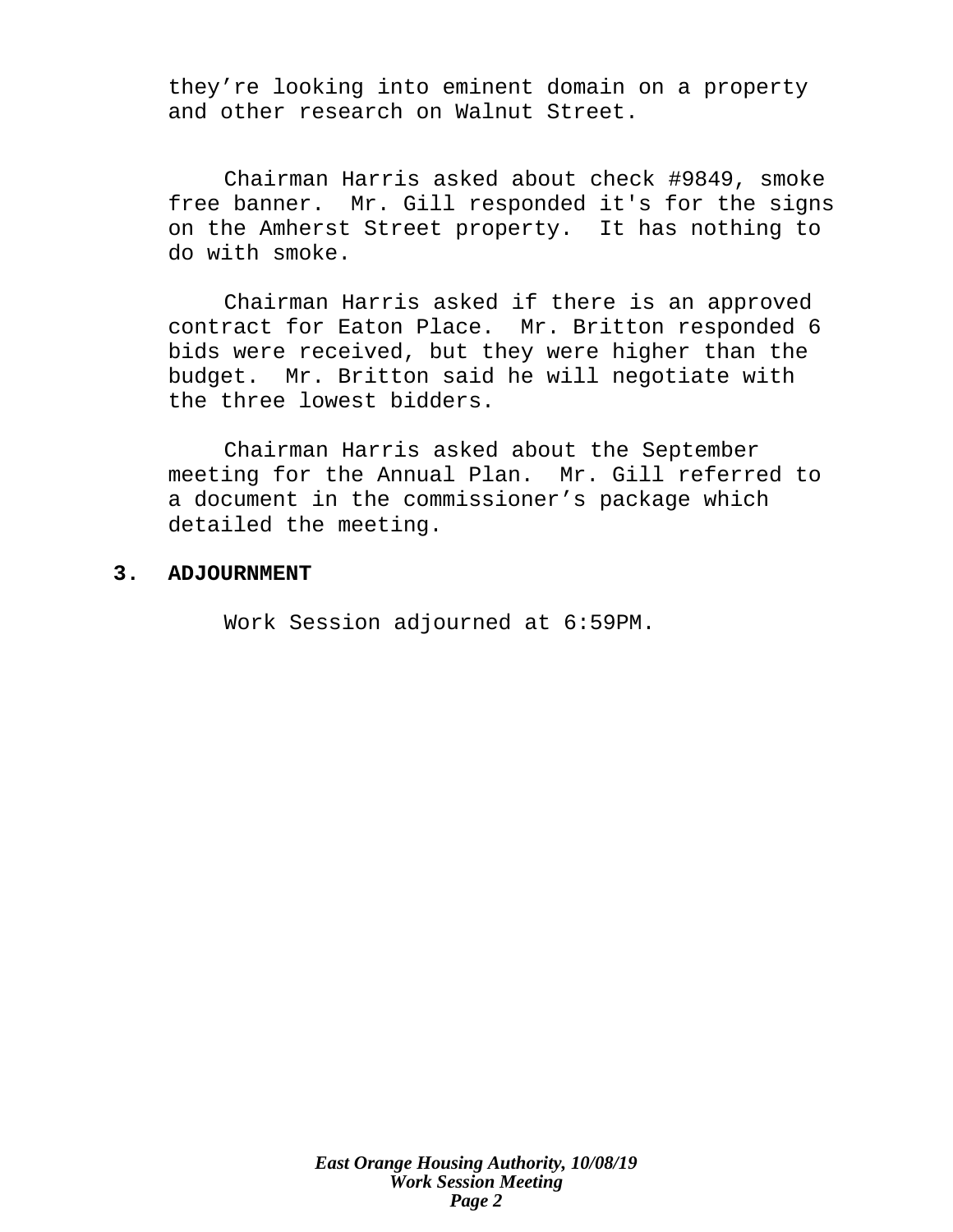they're looking into eminent domain on a property and other research on Walnut Street.

Chairman Harris asked about check #9849, smoke free banner. Mr. Gill responded it's for the signs on the Amherst Street property. It has nothing to do with smoke.

Chairman Harris asked if there is an approved contract for Eaton Place. Mr. Britton responded 6 bids were received, but they were higher than the budget. Mr. Britton said he will negotiate with the three lowest bidders.

Chairman Harris asked about the September meeting for the Annual Plan. Mr. Gill referred to a document in the commissioner's package which detailed the meeting.

**3. ADJOURNMENT**

Work Session adjourned at 6:59PM.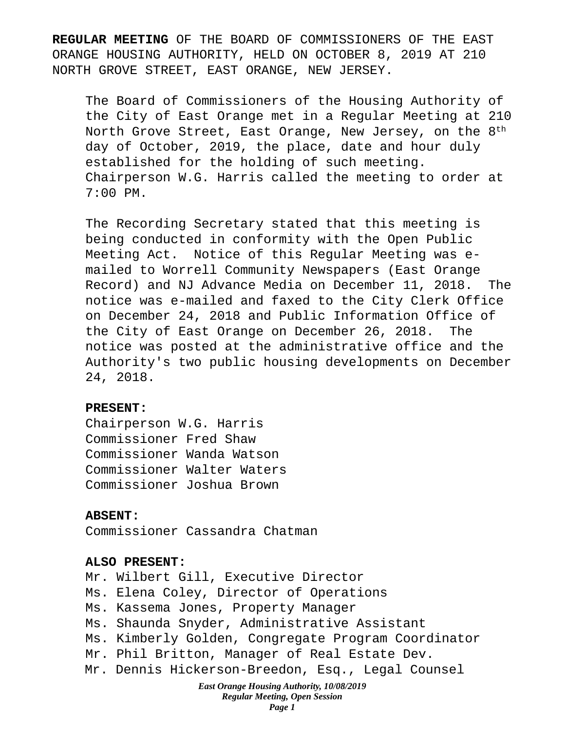**REGULAR MEETING** OF THE BOARD OF COMMISSIONERS OF THE EAST ORANGE HOUSING AUTHORITY, HELD ON OCTOBER 8, 2019 AT 210 NORTH GROVE STREET, EAST ORANGE, NEW JERSEY.

The Board of Commissioners of the Housing Authority of the City of East Orange met in a Regular Meeting at 210 North Grove Street, East Orange, New Jersey, on the 8th day of October, 2019, the place, date and hour duly established for the holding of such meeting. Chairperson W.G. Harris called the meeting to order at 7:00 PM.

The Recording Secretary stated that this meeting is being conducted in conformity with the Open Public Meeting Act. Notice of this Regular Meeting was e-mailed to Worrell Community Newspapers (East Orange Record) and NJ Advance Media on December 11, 2018. The notice was e-mailed and faxed to the City Clerk Office on December 24, 2018 and Public Information Office of the City of East Orange on December 26, 2018. The notice was posted at the administrative office and the Authority's two public housing developments on December 24, 2018.

**PRESENT:**
Chairperson W.G. Harris
Commissioner Fred Shaw
Commissioner Wanda Watson
Commissioner Walter Waters
Commissioner Joshua Brown

**ABSENT:**
Commissioner Cassandra Chatman

**ALSO PRESENT:**
Mr. Wilbert Gill, Executive Director
Ms. Elena Coley, Director of Operations
Ms. Kassema Jones, Property Manager
Ms. Shaunda Snyder, Administrative Assistant
Ms. Kimberly Golden, Congregate Program Coordinator
Mr. Phil Britton, Manager of Real Estate Dev.
Mr. Dennis Hickerson-Breedon, Esq., Legal Counsel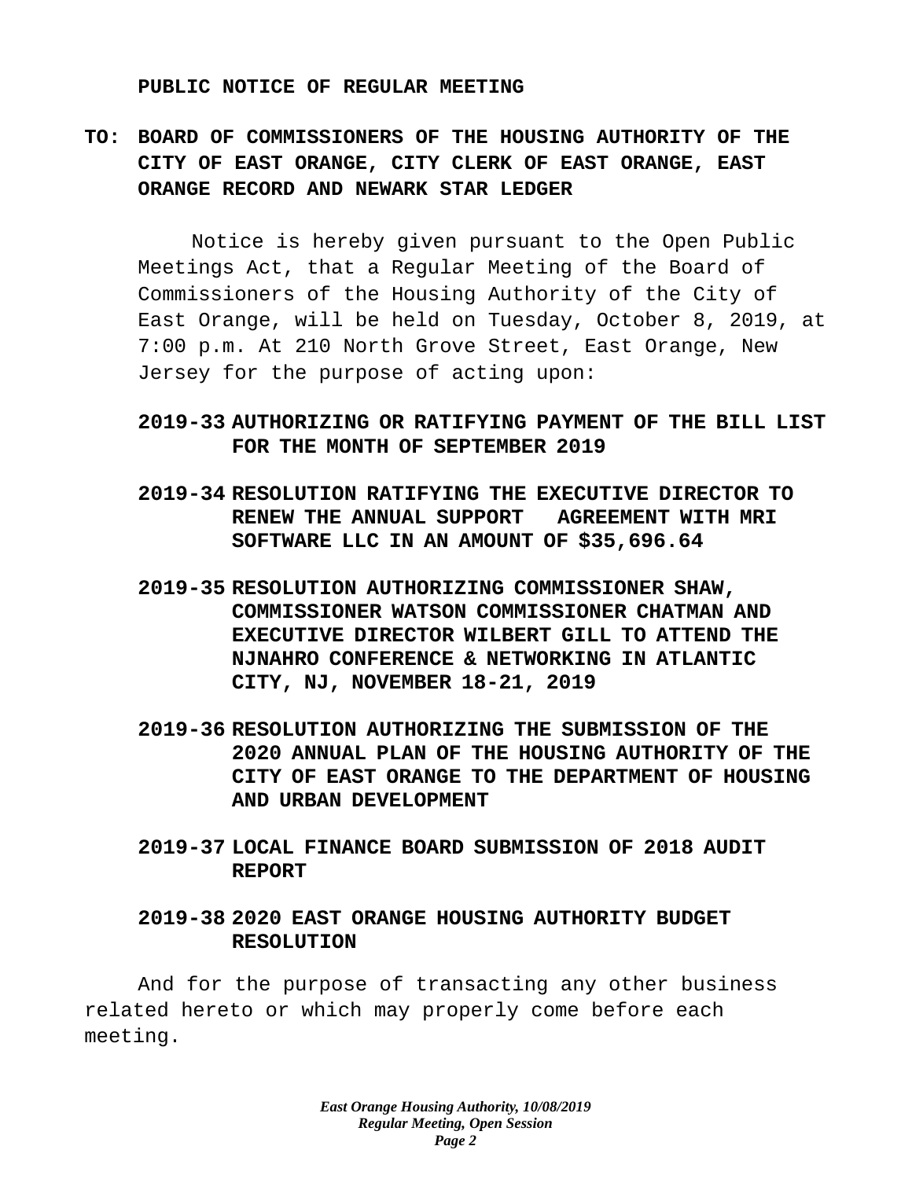**PUBLIC NOTICE OF REGULAR MEETING**

**TO: BOARD OF COMMISSIONERS OF THE HOUSING AUTHORITY OF THE CITY OF EAST ORANGE, CITY CLERK OF EAST ORANGE, EAST ORANGE RECORD AND NEWARK STAR LEDGER**

Notice is hereby given pursuant to the Open Public Meetings Act, that a Regular Meeting of the Board of Commissioners of the Housing Authority of the City of East Orange, will be held on Tuesday, October 8, 2019, at 7:00 p.m. At 210 North Grove Street, East Orange, New Jersey for the purpose of acting upon:

**2019-33 AUTHORIZING OR RATIFYING PAYMENT OF THE BILL LIST FOR THE MONTH OF SEPTEMBER 2019**

**2019-34 RESOLUTION RATIFYING THE EXECUTIVE DIRECTOR TO RENEW THE ANNUAL SUPPORT AGREEMENT WITH MRI SOFTWARE LLC IN AN AMOUNT OF $35,696.64**

**2019-35 RESOLUTION AUTHORIZING COMMISSIONER SHAW, COMMISSIONER WATSON COMMISSIONER CHATMAN AND EXECUTIVE DIRECTOR WILBERT GILL TO ATTEND THE NJNAHRO CONFERENCE & NETWORKING IN ATLANTIC CITY, NJ, NOVEMBER 18-21, 2019**

**2019-36 RESOLUTION AUTHORIZING THE SUBMISSION OF THE 2020 ANNUAL PLAN OF THE HOUSING AUTHORITY OF THE CITY OF EAST ORANGE TO THE DEPARTMENT OF HOUSING AND URBAN DEVELOPMENT**

**2019-37 LOCAL FINANCE BOARD SUBMISSION OF 2018 AUDIT REPORT**

**2019-38 2020 EAST ORANGE HOUSING AUTHORITY BUDGET RESOLUTION**

And for the purpose of transacting any other business related hereto or which may properly come before each meeting.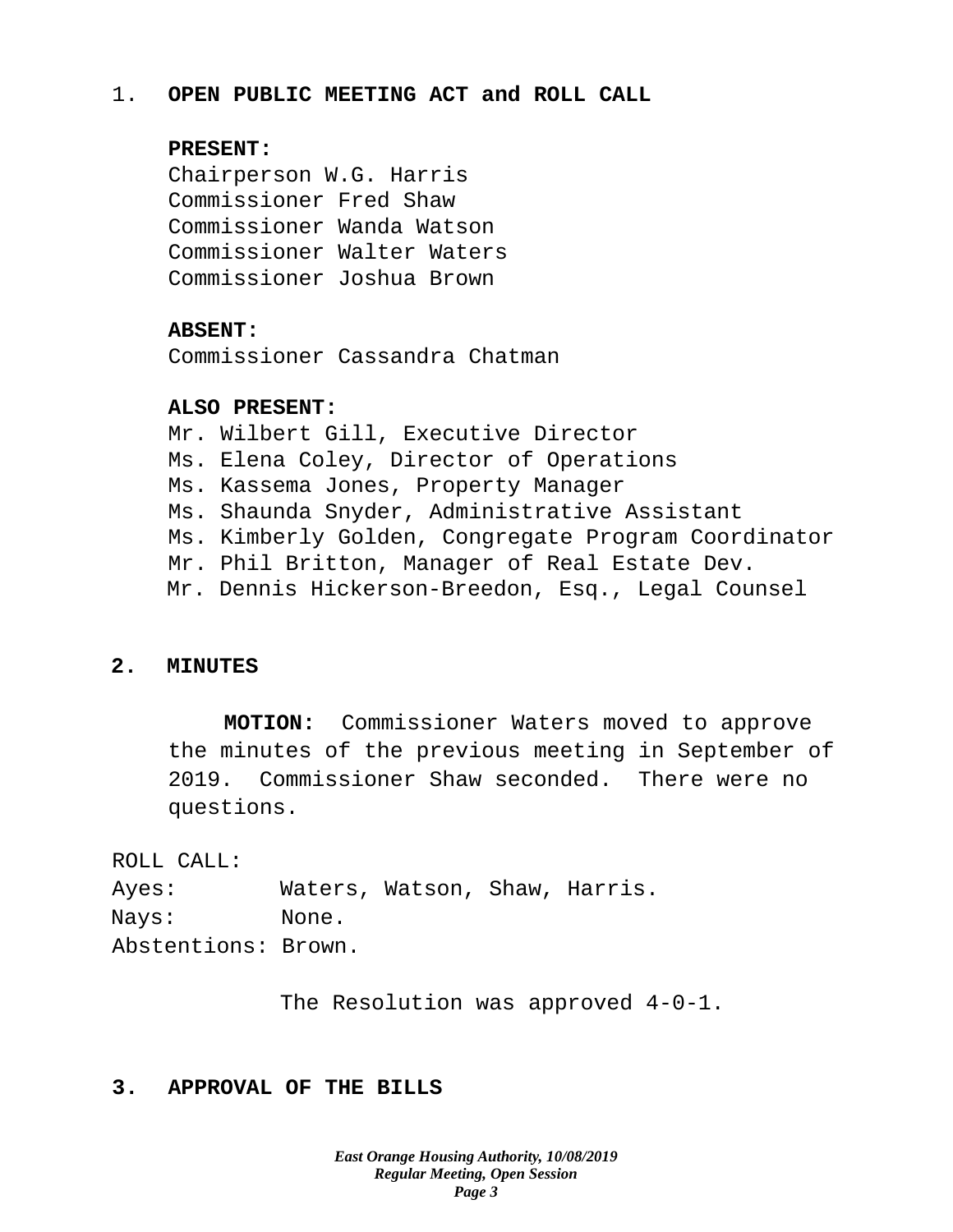## 1. OPEN PUBLIC MEETING ACT and ROLL CALL

**PRESENT:**
Chairperson W.G. Harris
Commissioner Fred Shaw
Commissioner Wanda Watson
Commissioner Walter Waters
Commissioner Joshua Brown

**ABSENT:**
Commissioner Cassandra Chatman

**ALSO PRESENT:**
Mr. Wilbert Gill, Executive Director
Ms. Elena Coley, Director of Operations
Ms. Kassema Jones, Property Manager
Ms. Shaunda Snyder, Administrative Assistant
Ms. Kimberly Golden, Congregate Program Coordinator
Mr. Phil Britton, Manager of Real Estate Dev.
Mr. Dennis Hickerson-Breedon, Esq., Legal Counsel

## 2. MINUTES

**MOTION:** Commissioner Waters moved to approve the minutes of the previous meeting in September of 2019. Commissioner Shaw seconded. There were no questions.

ROLL CALL:
Ayes: Waters, Watson, Shaw, Harris.
Nays: None.
Abstentions: Brown.

The Resolution was approved 4-0-1.

## 3. APPROVAL OF THE BILLS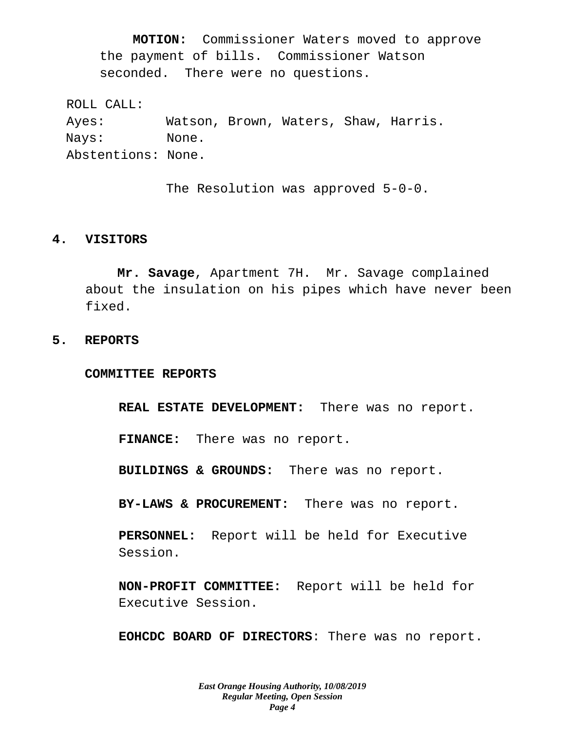**MOTION:** Commissioner Waters moved to approve the payment of bills. Commissioner Watson seconded. There were no questions.

ROLL CALL:
Ayes: Watson, Brown, Waters, Shaw, Harris.
Nays: None.
Abstentions: None.

The Resolution was approved 5-0-0.

## 4. VISITORS

**Mr. Savage**, Apartment 7H. Mr. Savage complained about the insulation on his pipes which have never been fixed.

## 5. REPORTS

### COMMITTEE REPORTS

**REAL ESTATE DEVELOPMENT:** There was no report.

**FINANCE:** There was no report.

**BUILDINGS & GROUNDS:** There was no report.

**BY-LAWS & PROCUREMENT:** There was no report.

**PERSONNEL:** Report will be held for Executive Session.

**NON-PROFIT COMMITTEE:** Report will be held for Executive Session.

**EOHCDC BOARD OF DIRECTORS**: There was no report.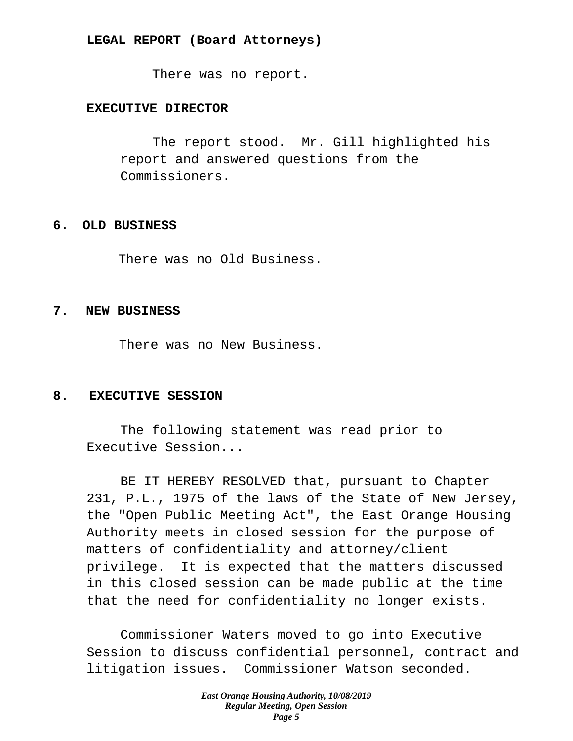**LEGAL REPORT (Board Attorneys)**

There was no report.

**EXECUTIVE DIRECTOR**

The report stood. Mr. Gill highlighted his report and answered questions from the Commissioners.

## 6. OLD BUSINESS

There was no Old Business.

## 7. NEW BUSINESS

There was no New Business.

## 8. EXECUTIVE SESSION

The following statement was read prior to Executive Session...

BE IT HEREBY RESOLVED that, pursuant to Chapter 231, P.L., 1975 of the laws of the State of New Jersey, the "Open Public Meeting Act", the East Orange Housing Authority meets in closed session for the purpose of matters of confidentiality and attorney/client privilege. It is expected that the matters discussed in this closed session can be made public at the time that the need for confidentiality no longer exists.

Commissioner Waters moved to go into Executive Session to discuss confidential personnel, contract and litigation issues. Commissioner Watson seconded.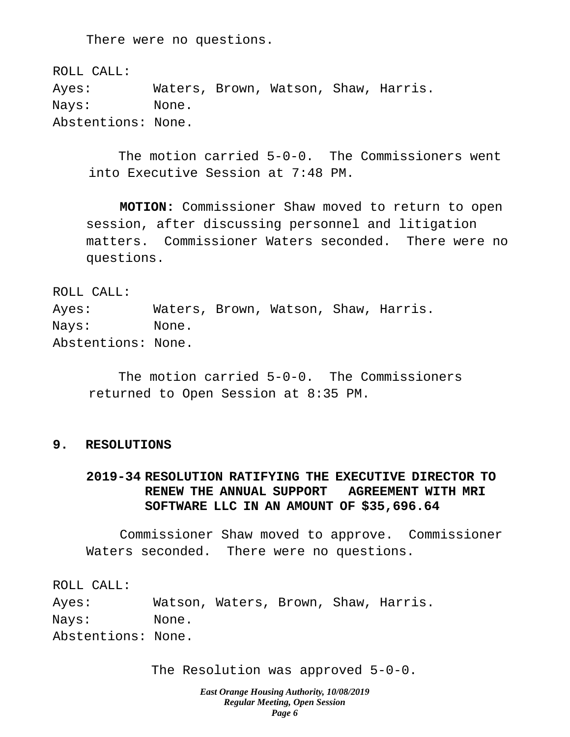There were no questions.

ROLL CALL:
Ayes: Waters, Brown, Watson, Shaw, Harris.
Nays: None.
Abstentions: None.

The motion carried 5-0-0. The Commissioners went into Executive Session at 7:48 PM.

**MOTION:** Commissioner Shaw moved to return to open session, after discussing personnel and litigation matters. Commissioner Waters seconded. There were no questions.

ROLL CALL:
Ayes: Waters, Brown, Watson, Shaw, Harris.
Nays: None.
Abstentions: None.

The motion carried 5-0-0. The Commissioners returned to Open Session at 8:35 PM.

## 9. RESOLUTIONS

### 2019-34 RESOLUTION RATIFYING THE EXECUTIVE DIRECTOR TO RENEW THE ANNUAL SUPPORT AGREEMENT WITH MRI SOFTWARE LLC IN AN AMOUNT OF $35,696.64

Commissioner Shaw moved to approve. Commissioner Waters seconded. There were no questions.

ROLL CALL:
Ayes: Watson, Waters, Brown, Shaw, Harris.
Nays: None.
Abstentions: None.

The Resolution was approved 5-0-0.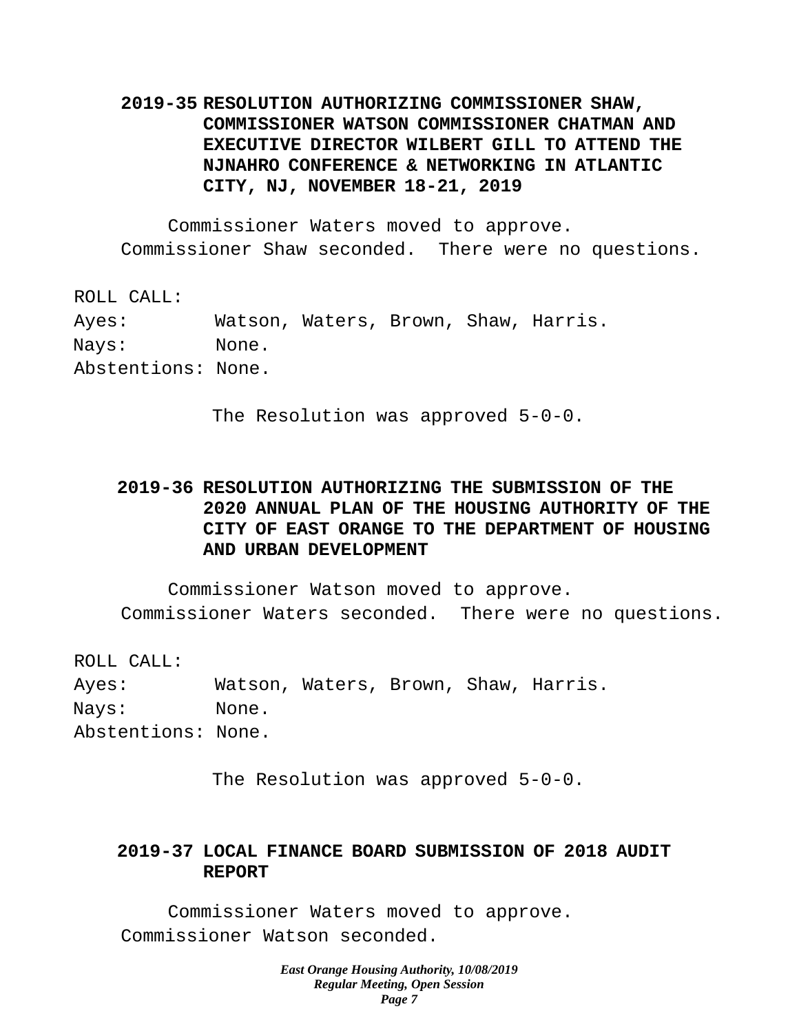**2019-35 RESOLUTION AUTHORIZING COMMISSIONER SHAW, COMMISSIONER WATSON COMMISSIONER CHATMAN AND EXECUTIVE DIRECTOR WILBERT GILL TO ATTEND THE NJNAHRO CONFERENCE & NETWORKING IN ATLANTIC CITY, NJ, NOVEMBER 18-21, 2019**

Commissioner Waters moved to approve. Commissioner Shaw seconded. There were no questions.

ROLL CALL:
Ayes: Watson, Waters, Brown, Shaw, Harris.
Nays: None.
Abstentions: None.

The Resolution was approved 5-0-0.

**2019-36 RESOLUTION AUTHORIZING THE SUBMISSION OF THE 2020 ANNUAL PLAN OF THE HOUSING AUTHORITY OF THE CITY OF EAST ORANGE TO THE DEPARTMENT OF HOUSING AND URBAN DEVELOPMENT**

Commissioner Watson moved to approve. Commissioner Waters seconded. There were no questions.

ROLL CALL:
Ayes: Watson, Waters, Brown, Shaw, Harris.
Nays: None.
Abstentions: None.

The Resolution was approved 5-0-0.

**2019-37 LOCAL FINANCE BOARD SUBMISSION OF 2018 AUDIT REPORT**

Commissioner Waters moved to approve. Commissioner Watson seconded.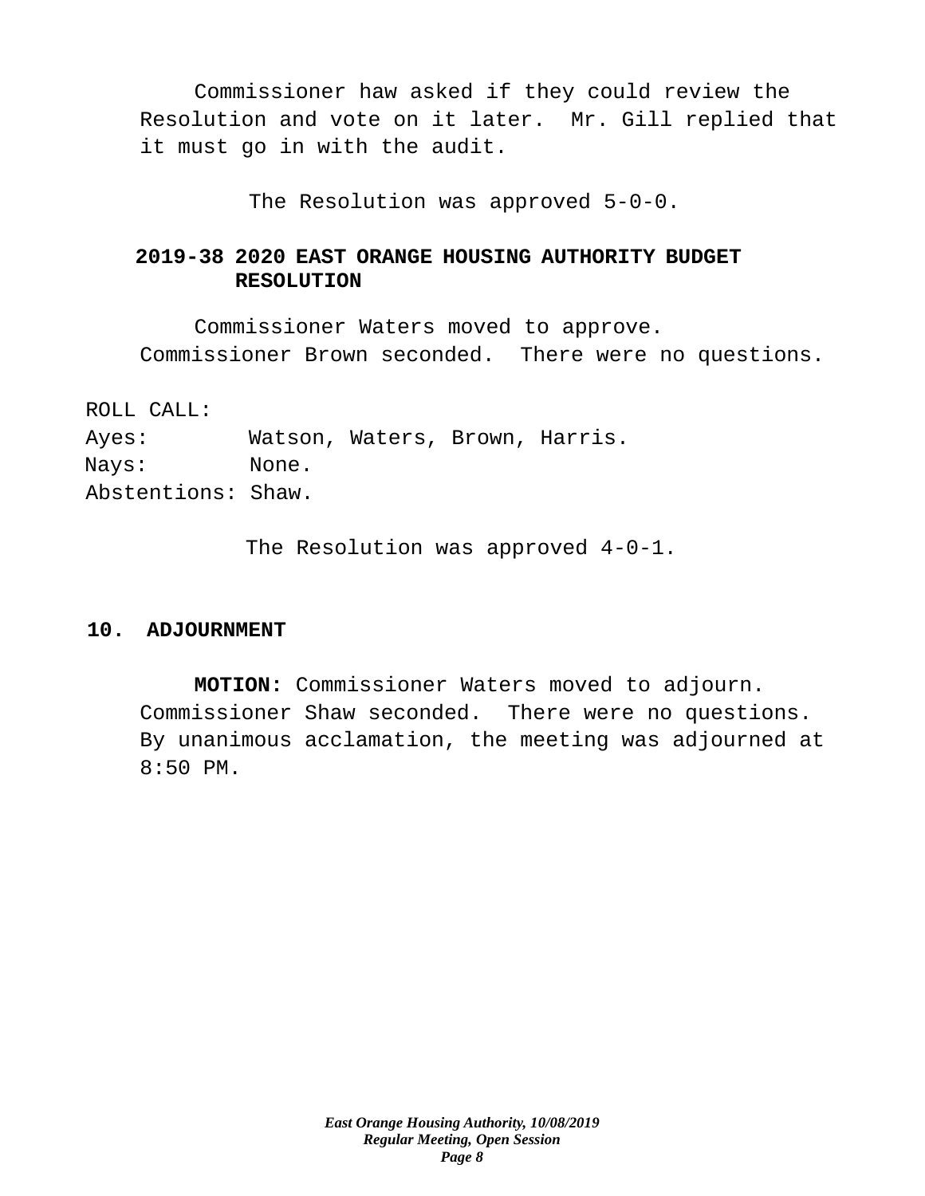Commissioner haw asked if they could review the Resolution and vote on it later. Mr. Gill replied that it must go in with the audit.

The Resolution was approved 5-0-0.

**2019-38 2020 EAST ORANGE HOUSING AUTHORITY BUDGET RESOLUTION**

Commissioner Waters moved to approve. Commissioner Brown seconded. There were no questions.

ROLL CALL:
Ayes: Watson, Waters, Brown, Harris.
Nays: None.
Abstentions: Shaw.

The Resolution was approved 4-0-1.

## 10. ADJOURNMENT

**MOTION:** Commissioner Waters moved to adjourn. Commissioner Shaw seconded. There were no questions. By unanimous acclamation, the meeting was adjourned at 8:50 PM.